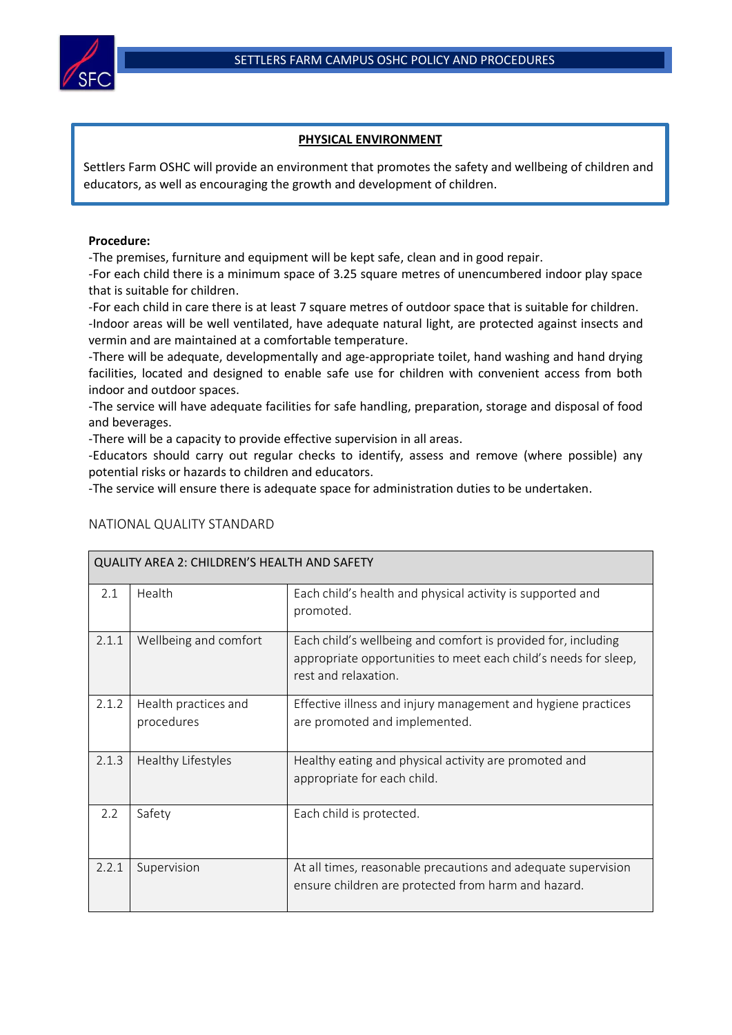## PHYSICAL ENVIRONMENT

Settlers Farm OSHC will provide an environment that promotes the safety and wellbeing of children and educators, as well as encouraging the growth and development of children.

**Procedure:**

-The premises, furniture and equipment will be kept safe, clean and in good repair.
-For each child there is a minimum space of 3.25 square metres of unencumbered indoor play space that is suitable for children.
-For each child in care there is at least 7 square metres of outdoor space that is suitable for children.
-Indoor areas will be well ventilated, have adequate natural light, are protected against insects and vermin and are maintained at a comfortable temperature.
-There will be adequate, developmentally and age-appropriate toilet, hand washing and hand drying facilities, located and designed to enable safe use for children with convenient access from both indoor and outdoor spaces.
-The service will have adequate facilities for safe handling, preparation, storage and disposal of food and beverages.
-There will be a capacity to provide effective supervision in all areas.
-Educators should carry out regular checks to identify, assess and remove (where possible) any potential risks or hazards to children and educators.
-The service will ensure there is adequate space for administration duties to be undertaken.

NATIONAL QUALITY STANDARD

| QUALITY AREA 2: CHILDREN'S HEALTH AND SAFETY | | |
|---|---|---|
| 2.1 | Health | Each child's health and physical activity is supported and promoted. |
| 2.1.1 | Wellbeing and comfort | Each child's wellbeing and comfort is provided for, including appropriate opportunities to meet each child's needs for sleep, rest and relaxation. |
| 2.1.2 | Health practices and procedures | Effective illness and injury management and hygiene practices are promoted and implemented. |
| 2.1.3 | Healthy Lifestyles | Healthy eating and physical activity are promoted and appropriate for each child. |
| 2.2 | Safety | Each child is protected. |
| 2.2.1 | Supervision | At all times, reasonable precautions and adequate supervision ensure children are protected from harm and hazard. |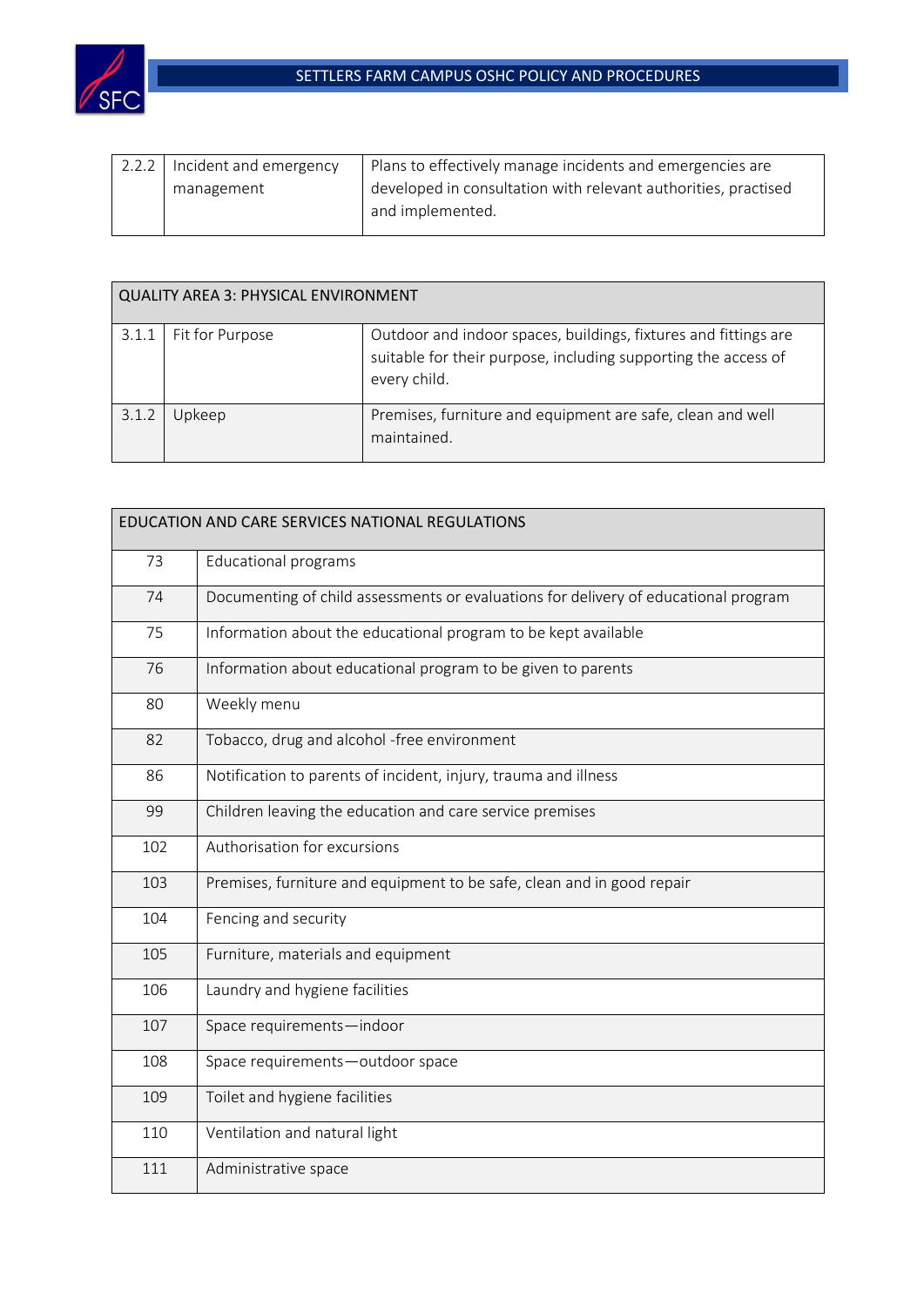| 2.2.2 | Incident and emergency management | Plans to effectively manage incidents and emergencies are developed in consultation with relevant authorities, practised and implemented. |
|---|---|---|

| QUALITY AREA 3: PHYSICAL ENVIRONMENT | | |
|---|---|---|
| 3.1.1 | Fit for Purpose | Outdoor and indoor spaces, buildings, fixtures and fittings are suitable for their purpose, including supporting the access of every child. |
| 3.1.2 | Upkeep | Premises, furniture and equipment are safe, clean and well maintained. |

| EDUCATION AND CARE SERVICES NATIONAL REGULATIONS | |
|---|---|
| 73 | Educational programs |
| 74 | Documenting of child assessments or evaluations for delivery of educational program |
| 75 | Information about the educational program to be kept available |
| 76 | Information about educational program to be given to parents |
| 80 | Weekly menu |
| 82 | Tobacco, drug and alcohol -free environment |
| 86 | Notification to parents of incident, injury, trauma and illness |
| 99 | Children leaving the education and care service premises |
| 102 | Authorisation for excursions |
| 103 | Premises, furniture and equipment to be safe, clean and in good repair |
| 104 | Fencing and security |
| 105 | Furniture, materials and equipment |
| 106 | Laundry and hygiene facilities |
| 107 | Space requirements—indoor |
| 108 | Space requirements—outdoor space |
| 109 | Toilet and hygiene facilities |
| 110 | Ventilation and natural light |
| 111 | Administrative space |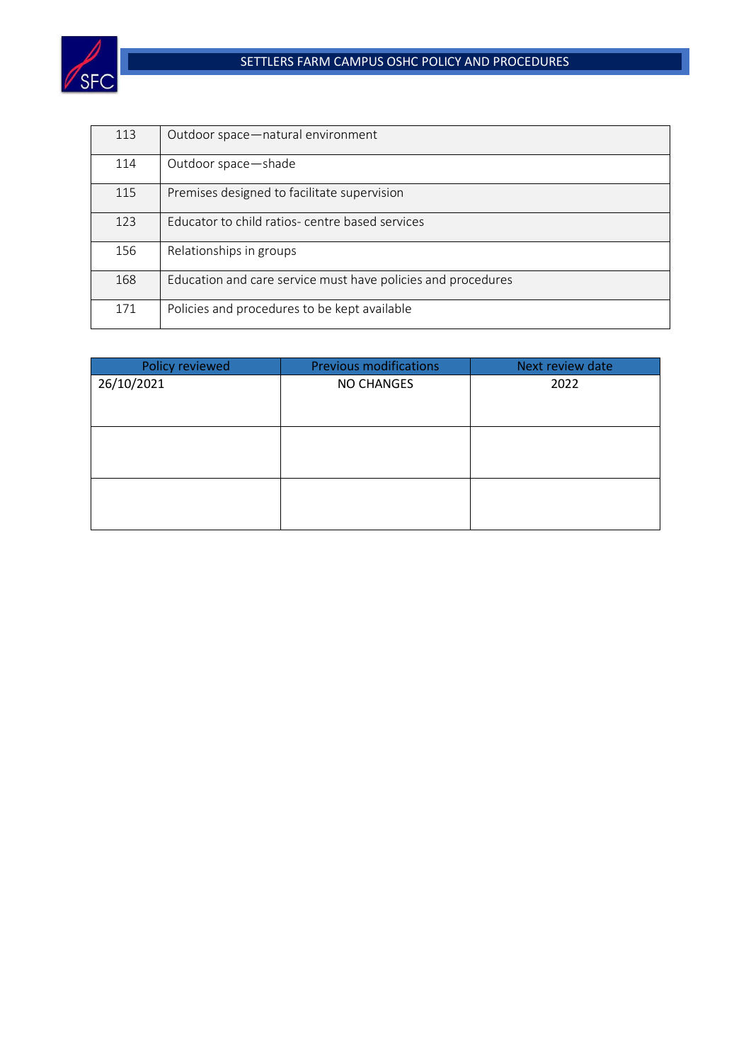| | |
|---|---|
| 113 | Outdoor space—natural environment |
| 114 | Outdoor space—shade |
| 115 | Premises designed to facilitate supervision |
| 123 | Educator to child ratios- centre based services |
| 156 | Relationships in groups |
| 168 | Education and care service must have policies and procedures |
| 171 | Policies and procedures to be kept available |

| Policy reviewed | Previous modifications | Next review date |
|---|---|---|
| 26/10/2021 | NO CHANGES | 2022 |
| | | |
| | | |